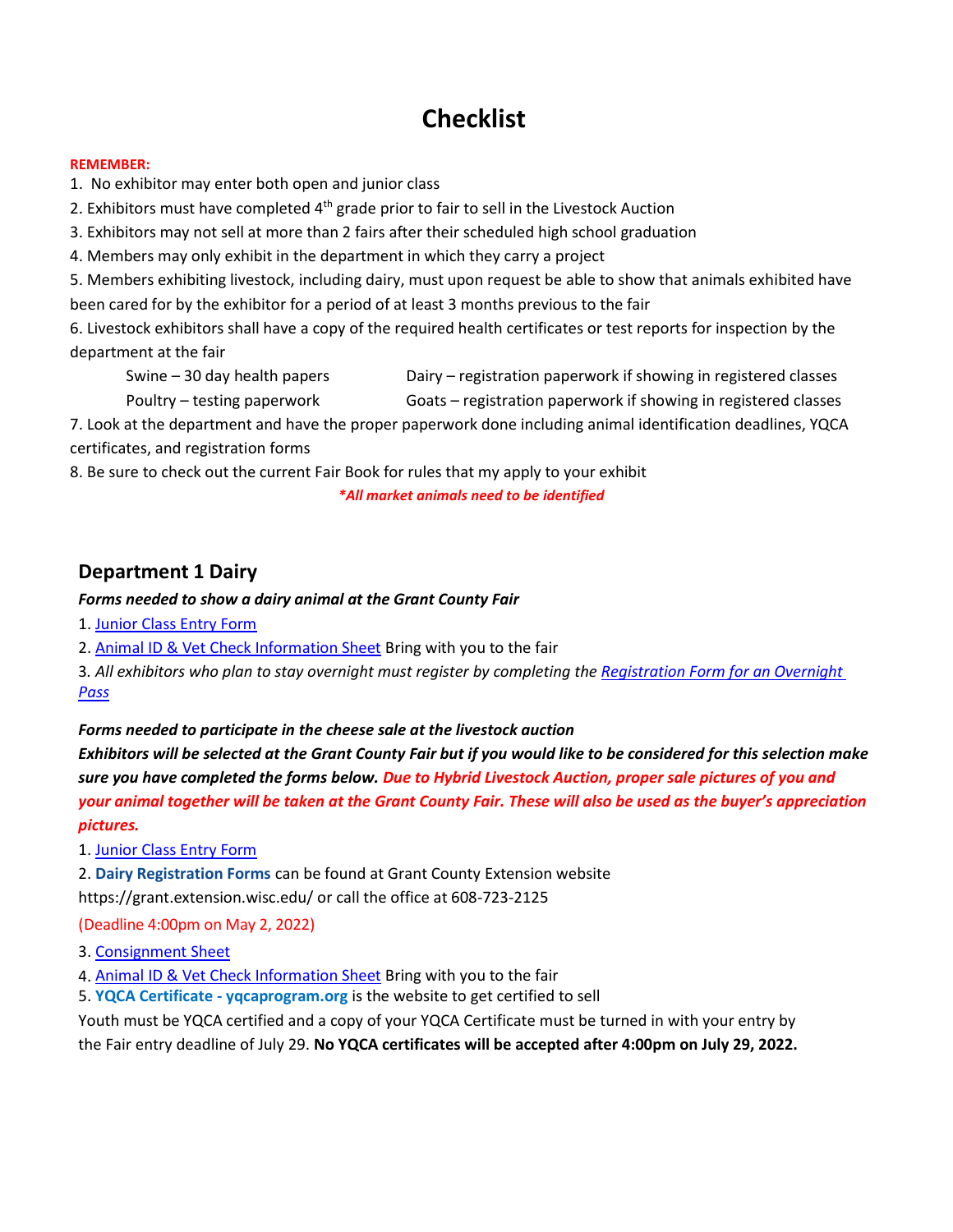# Checklist

**REMEMBER:**

1. No exhibitor may enter both open and junior class
2. Exhibitors must have completed 4th grade prior to fair to sell in the Livestock Auction
3. Exhibitors may not sell at more than 2 fairs after their scheduled high school graduation
4. Members may only exhibit in the department in which they carry a project
5. Members exhibiting livestock, including dairy, must upon request be able to show that animals exhibited have been cared for by the exhibitor for a period of at least 3 months previous to the fair
6. Livestock exhibitors shall have a copy of the required health certificates or test reports for inspection by the department at the fair
   - Swine – 30 day health papers
   - Poultry – testing paperwork
   - Dairy – registration paperwork if showing in registered classes
   - Goats – registration paperwork if showing in registered classes
7. Look at the department and have the proper paperwork done including animal identification deadlines, YQCA certificates, and registration forms
8. Be sure to check out the current Fair Book for rules that my apply to your exhibit

***All market animals need to be identified***

## Department 1 Dairy

***Forms needed to show a dairy animal at the Grant County Fair***

1. Junior Class Entry Form
2. Animal ID & Vet Check Information Sheet Bring with you to the fair
3. *All exhibitors who plan to stay overnight must register by completing the Registration Form for an Overnight Pass*

***Forms needed to participate in the cheese sale at the livestock auction***

***Exhibitors will be selected at the Grant County Fair but if you would like to be considered for this selection make sure you have completed the forms below. Due to Hybrid Livestock Auction, proper sale pictures of you and your animal together will be taken at the Grant County Fair. These will also be used as the buyer's appreciation pictures.***

1. Junior Class Entry Form
2. **Dairy Registration Forms** can be found at Grant County Extension website https://grant.extension.wisc.edu/ or call the office at 608-723-2125

   (Deadline 4:00pm on May 2, 2022)

3. Consignment Sheet
4. Animal ID & Vet Check Information Sheet Bring with you to the fair
5. **YQCA Certificate - yqcaprogram.org** is the website to get certified to sell

Youth must be YQCA certified and a copy of your YQCA Certificate must be turned in with your entry by the Fair entry deadline of July 29. **No YQCA certificates will be accepted after 4:00pm on July 29, 2022.**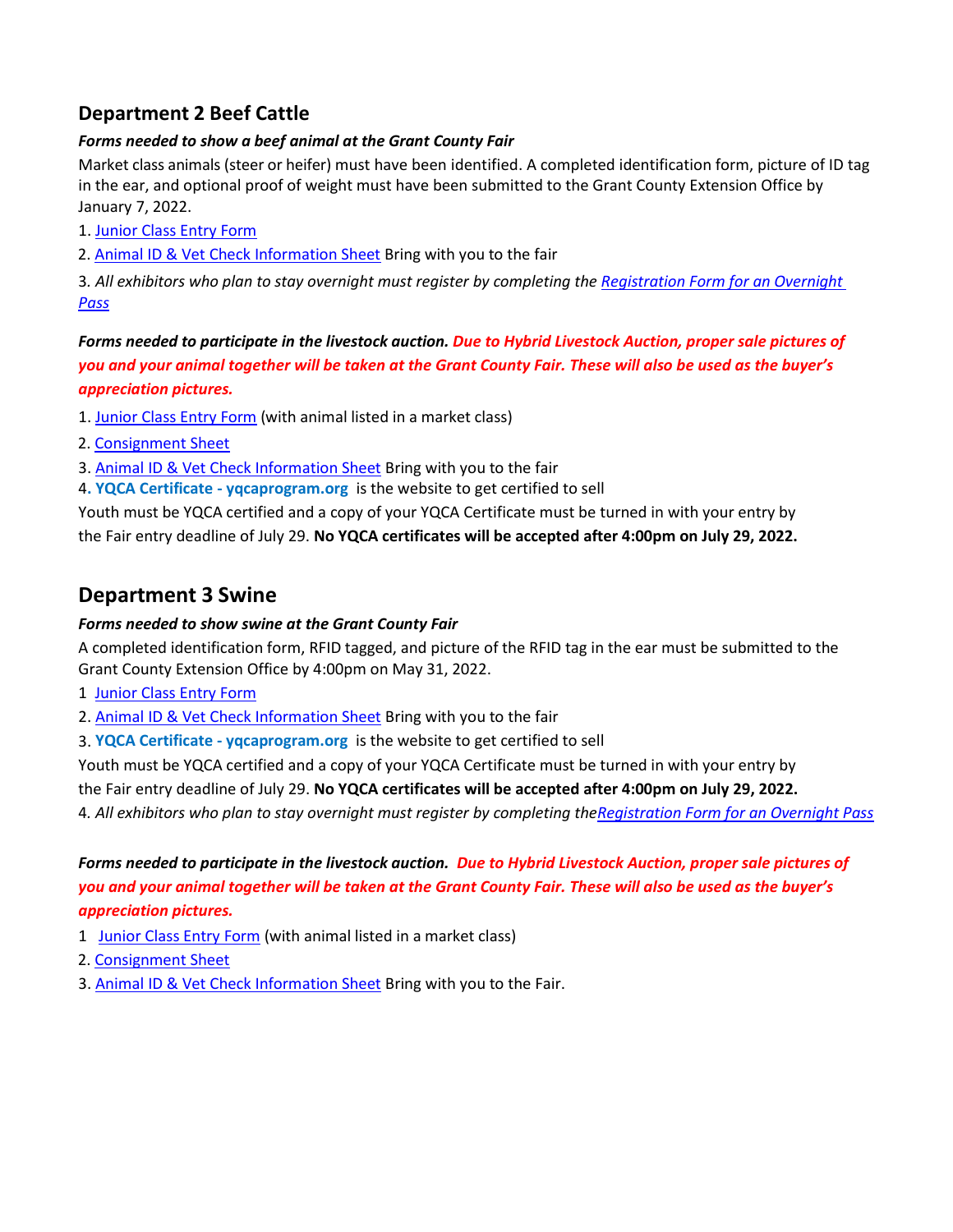## Department 2 Beef Cattle

***Forms needed to show a beef animal at the Grant County Fair***

Market class animals (steer or heifer) must have been identified. A completed identification form, picture of ID tag in the ear, and optional proof of weight must have been submitted to the Grant County Extension Office by January 7, 2022.

1. Junior Class Entry Form
2. Animal ID & Vet Check Information Sheet Bring with you to the fair
3. *All exhibitors who plan to stay overnight must register by completing the Registration Form for an Overnight Pass*

***Forms needed to participate in the livestock auction. Due to Hybrid Livestock Auction, proper sale pictures of you and your animal together will be taken at the Grant County Fair. These will also be used as the buyer's appreciation pictures.***

1. Junior Class Entry Form (with animal listed in a market class)
2. Consignment Sheet
3. Animal ID & Vet Check Information Sheet Bring with you to the fair
4. **YQCA Certificate - yqcaprogram.org** is the website to get certified to sell

Youth must be YQCA certified and a copy of your YQCA Certificate must be turned in with your entry by the Fair entry deadline of July 29. **No YQCA certificates will be accepted after 4:00pm on July 29, 2022.**

## Department 3 Swine

***Forms needed to show swine at the Grant County Fair***

A completed identification form, RFID tagged, and picture of the RFID tag in the ear must be submitted to the Grant County Extension Office by 4:00pm on May 31, 2022.

1 Junior Class Entry Form
2. Animal ID & Vet Check Information Sheet Bring with you to the fair
3. **YQCA Certificate - yqcaprogram.org** is the website to get certified to sell

Youth must be YQCA certified and a copy of your YQCA Certificate must be turned in with your entry by the Fair entry deadline of July 29. **No YQCA certificates will be accepted after 4:00pm on July 29, 2022.**

4. *All exhibitors who plan to stay overnight must register by completing the Registration Form for an Overnight Pass*

***Forms needed to participate in the livestock auction. Due to Hybrid Livestock Auction, proper sale pictures of you and your animal together will be taken at the Grant County Fair. These will also be used as the buyer's appreciation pictures.***

1 Junior Class Entry Form (with animal listed in a market class)
2. Consignment Sheet
3. Animal ID & Vet Check Information Sheet Bring with you to the Fair.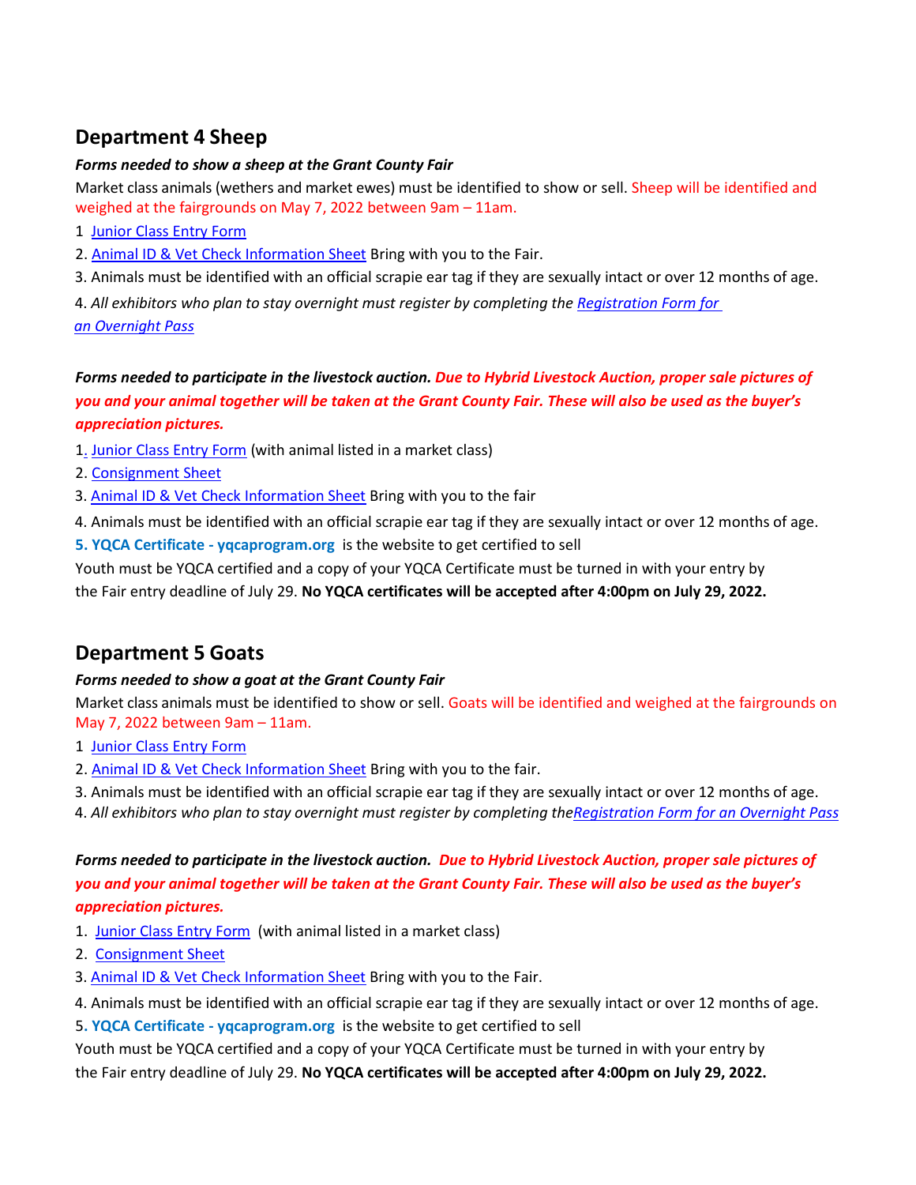## Department 4 Sheep

***Forms needed to show a sheep at the Grant County Fair***

Market class animals (wethers and market ewes) must be identified to show or sell. Sheep will be identified and weighed at the fairgrounds on May 7, 2022 between 9am – 11am.

1 Junior Class Entry Form

2. Animal ID & Vet Check Information Sheet Bring with you to the Fair.

3. Animals must be identified with an official scrapie ear tag if they are sexually intact or over 12 months of age.

4. *All exhibitors who plan to stay overnight must register by completing the Registration Form for an Overnight Pass*

***Forms needed to participate in the livestock auction. Due to Hybrid Livestock Auction, proper sale pictures of you and your animal together will be taken at the Grant County Fair. These will also be used as the buyer's appreciation pictures.***

1. Junior Class Entry Form (with animal listed in a market class)
2. Consignment Sheet
3. Animal ID & Vet Check Information Sheet Bring with you to the fair
4. Animals must be identified with an official scrapie ear tag if they are sexually intact or over 12 months of age.
5. **YQCA Certificate - yqcaprogram.org** is the website to get certified to sell

Youth must be YQCA certified and a copy of your YQCA Certificate must be turned in with your entry by the Fair entry deadline of July 29. **No YQCA certificates will be accepted after 4:00pm on July 29, 2022.**

## Department 5 Goats

***Forms needed to show a goat at the Grant County Fair***

Market class animals must be identified to show or sell. Goats will be identified and weighed at the fairgrounds on May 7, 2022 between 9am – 11am.

1 Junior Class Entry Form

2. Animal ID & Vet Check Information Sheet Bring with you to the fair.

3. Animals must be identified with an official scrapie ear tag if they are sexually intact or over 12 months of age.

4. *All exhibitors who plan to stay overnight must register by completing theRegistration Form for an Overnight Pass*

***Forms needed to participate in the livestock auction. Due to Hybrid Livestock Auction, proper sale pictures of you and your animal together will be taken at the Grant County Fair. These will also be used as the buyer's appreciation pictures.***

1. Junior Class Entry Form (with animal listed in a market class)
2. Consignment Sheet
3. Animal ID & Vet Check Information Sheet Bring with you to the Fair.
4. Animals must be identified with an official scrapie ear tag if they are sexually intact or over 12 months of age.
5. **YQCA Certificate - yqcaprogram.org** is the website to get certified to sell

Youth must be YQCA certified and a copy of your YQCA Certificate must be turned in with your entry by the Fair entry deadline of July 29. **No YQCA certificates will be accepted after 4:00pm on July 29, 2022.**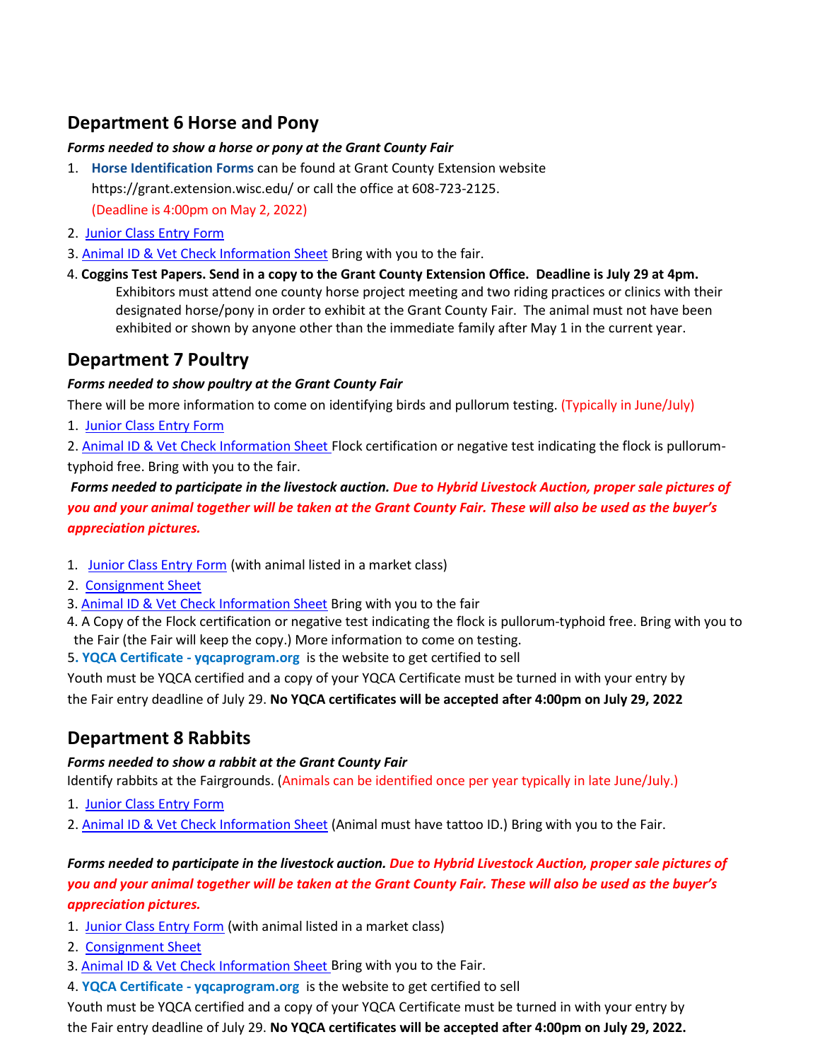## Department 6 Horse and Pony

***Forms needed to show a horse or pony at the Grant County Fair***

1. **Horse Identification Forms** can be found at Grant County Extension website https://grant.extension.wisc.edu/ or call the office at 608-723-2125. (Deadline is 4:00pm on May 2, 2022)
2. Junior Class Entry Form
3. Animal ID & Vet Check Information Sheet Bring with you to the fair.
4. **Coggins Test Papers. Send in a copy to the Grant County Extension Office. Deadline is July 29 at 4pm.** Exhibitors must attend one county horse project meeting and two riding practices or clinics with their designated horse/pony in order to exhibit at the Grant County Fair. The animal must not have been exhibited or shown by anyone other than the immediate family after May 1 in the current year.

## Department 7 Poultry

***Forms needed to show poultry at the Grant County Fair***

There will be more information to come on identifying birds and pullorum testing. (Typically in June/July)

1. Junior Class Entry Form
2. Animal ID & Vet Check Information Sheet Flock certification or negative test indicating the flock is pullorum-typhoid free. Bring with you to the fair.

***Forms needed to participate in the livestock auction. Due to Hybrid Livestock Auction, proper sale pictures of you and your animal together will be taken at the Grant County Fair. These will also be used as the buyer's appreciation pictures.***

1. Junior Class Entry Form (with animal listed in a market class)
2. Consignment Sheet
3. Animal ID & Vet Check Information Sheet Bring with you to the fair
4. A Copy of the Flock certification or negative test indicating the flock is pullorum-typhoid free. Bring with you to the Fair (the Fair will keep the copy.) More information to come on testing.
5. **YQCA Certificate - yqcaprogram.org** is the website to get certified to sell

Youth must be YQCA certified and a copy of your YQCA Certificate must be turned in with your entry by the Fair entry deadline of July 29. **No YQCA certificates will be accepted after 4:00pm on July 29, 2022**

## Department 8 Rabbits

***Forms needed to show a rabbit at the Grant County Fair***

Identify rabbits at the Fairgrounds. (Animals can be identified once per year typically in late June/July.)

1. Junior Class Entry Form
2. Animal ID & Vet Check Information Sheet (Animal must have tattoo ID.) Bring with you to the Fair.

***Forms needed to participate in the livestock auction. Due to Hybrid Livestock Auction, proper sale pictures of you and your animal together will be taken at the Grant County Fair. These will also be used as the buyer's appreciation pictures.***

1. Junior Class Entry Form (with animal listed in a market class)
2. Consignment Sheet
3. Animal ID & Vet Check Information Sheet Bring with you to the Fair.
4. **YQCA Certificate - yqcaprogram.org** is the website to get certified to sell

Youth must be YQCA certified and a copy of your YQCA Certificate must be turned in with your entry by the Fair entry deadline of July 29. **No YQCA certificates will be accepted after 4:00pm on July 29, 2022.**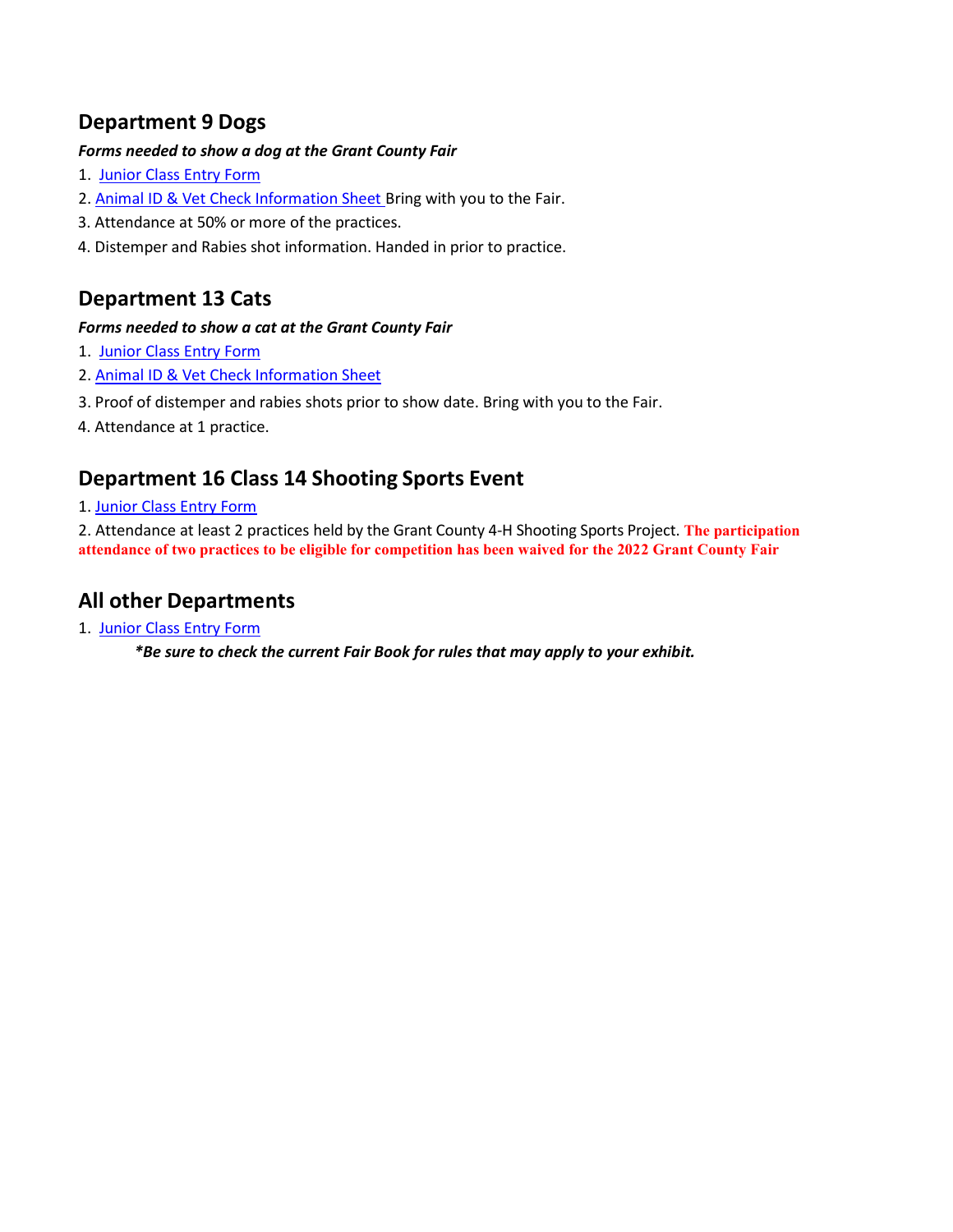## Department 9 Dogs

***Forms needed to show a dog at the Grant County Fair***

1. Junior Class Entry Form
2. Animal ID & Vet Check Information Sheet Bring with you to the Fair.
3. Attendance at 50% or more of the practices.
4. Distemper and Rabies shot information. Handed in prior to practice.

## Department 13 Cats

***Forms needed to show a cat at the Grant County Fair***

1. Junior Class Entry Form
2. Animal ID & Vet Check Information Sheet
3. Proof of distemper and rabies shots prior to show date. Bring with you to the Fair.
4. Attendance at 1 practice.

## Department 16 Class 14 Shooting Sports Event

1. Junior Class Entry Form
2. Attendance at least 2 practices held by the Grant County 4-H Shooting Sports Project. **The participation attendance of two practices to be eligible for competition has been waived for the 2022 Grant County Fair**

## All other Departments

1. Junior Class Entry Form

***\*Be sure to check the current Fair Book for rules that may apply to your exhibit.***